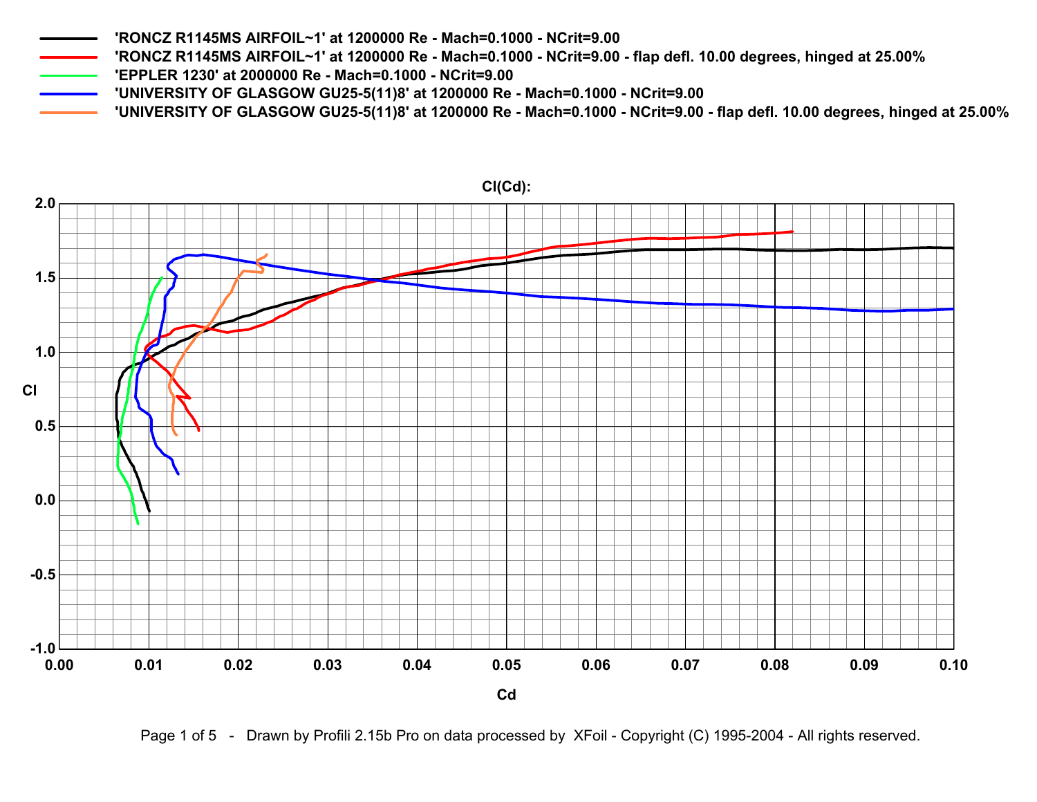- 'RONCZ R1145MS AIRFOIL~1' at 1200000 Re - Mach=0.1000 - NCrit=9.00
- 'RONCZ R1145MS AIRFOIL~1' at 1200000 Re - Mach=0.1000 - NCrit=9.00 - flap defl. 10.00 degrees, hinged at 25.00%
- 'EPPLER 1230' at 2000000 Re - Mach=0.1000 - NCrit=9.00
- 'UNIVERSITY OF GLASGOW GU25-5(11)8' at 1200000 Re - Mach=0.1000 - NCrit=9.00
- 'UNIVERSITY OF GLASGOW GU25-5(11)8' at 1200000 Re - Mach=0.1000 - NCrit=9.00 - flap defl. 10.00 degrees, hinged at 25.00%

**Cl(Cd):**

Cl

Cd

2.0, 1.5, 1.0, 0.5, 0.0, -0.5, -1.0

0.00, 0.01, 0.02, 0.03, 0.04, 0.05, 0.06, 0.07, 0.08, 0.09, 0.10

Drawn by Profili 2.15b Pro on data processed by XFoil - Copyright (C) 1995-2004 - All rights reserved.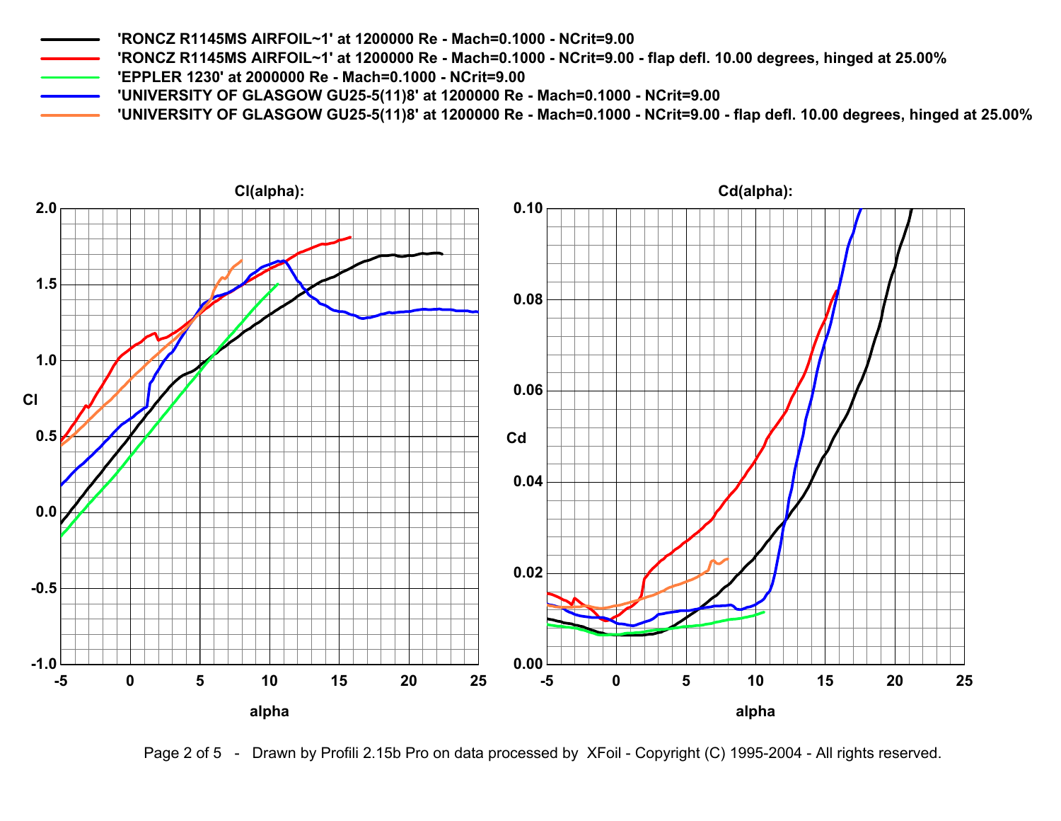'RONCZ R1145MS AIRFOIL~1' at 1200000 Re - Mach=0.1000 - NCrit=9.00

'RONCZ R1145MS AIRFOIL~1' at 1200000 Re - Mach=0.1000 - NCrit=9.00 - flap defl. 10.00 degrees, hinged at 25.00%

'EPPLER 1230' at 2000000 Re - Mach=0.1000 - NCrit=9.00

'UNIVERSITY OF GLASGOW GU25-5(11)8' at 1200000 Re - Mach=0.1000 - NCrit=9.00

'UNIVERSITY OF GLASGOW GU25-5(11)8' at 1200000 Re - Mach=0.1000 - NCrit=9.00 - flap defl. 10.00 degrees, hinged at 25.00%

Cl(alpha):

Cd(alpha):

Drawn by Profili 2.15b Pro on data processed by XFoil - Copyright (C) 1995-2004 - All rights reserved.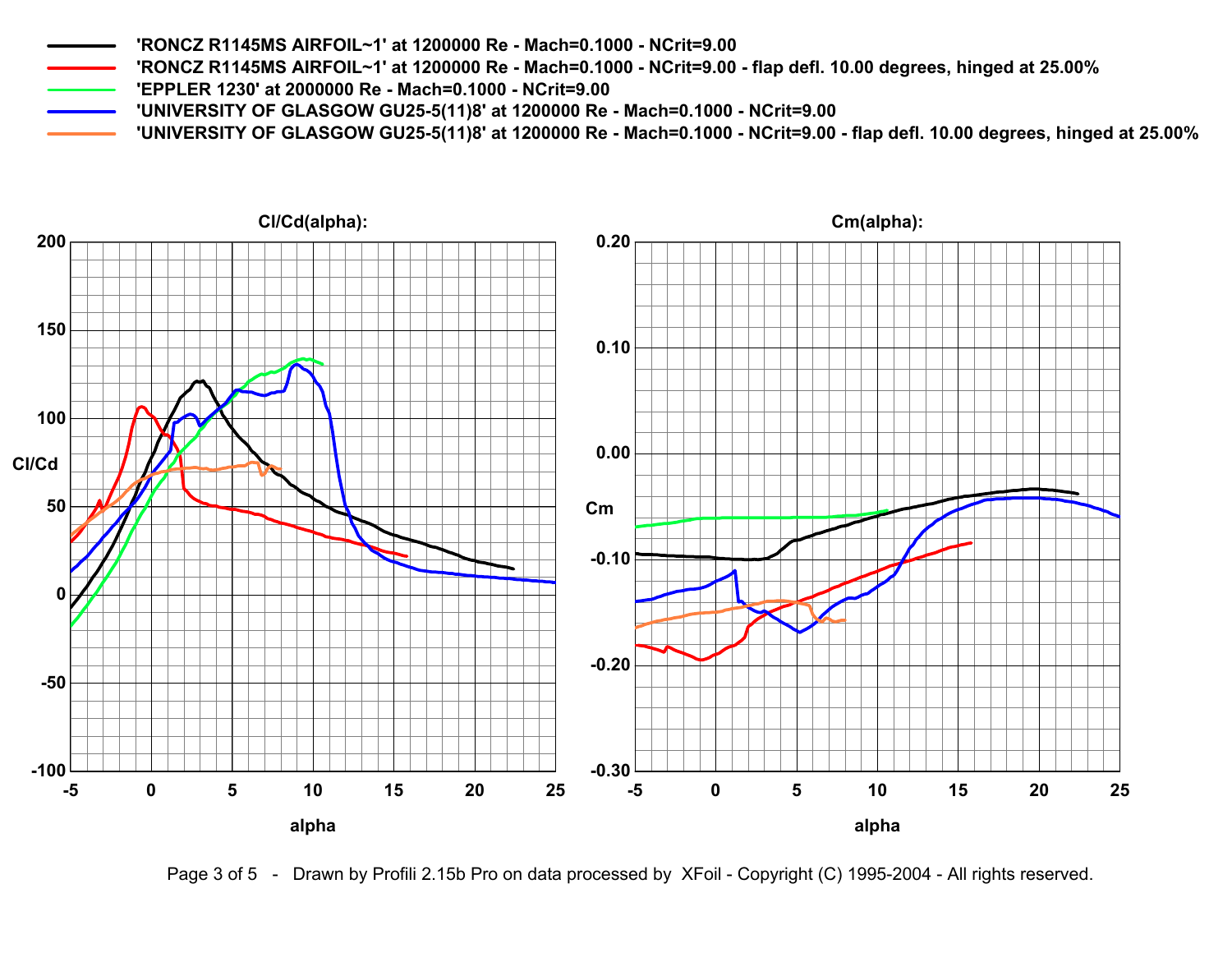- 'RONCZ R1145MS AIRFOIL~1' at 1200000 Re - Mach=0.1000 - NCrit=9.00
- 'RONCZ R1145MS AIRFOIL~1' at 1200000 Re - Mach=0.1000 - NCrit=9.00 - flap defl. 10.00 degrees, hinged at 25.00%
- 'EPPLER 1230' at 2000000 Re - Mach=0.1000 - NCrit=9.00
- 'UNIVERSITY OF GLASGOW GU25-5(11)8' at 1200000 Re - Mach=0.1000 - NCrit=9.00
- 'UNIVERSITY OF GLASGOW GU25-5(11)8' at 1200000 Re - Mach=0.1000 - NCrit=9.00 - flap defl. 10.00 degrees, hinged at 25.00%

Cl/Cd(alpha):

Cm(alpha):

Drawn by Profili 2.15b Pro on data processed by XFoil - Copyright (C) 1995-2004 - All rights reserved.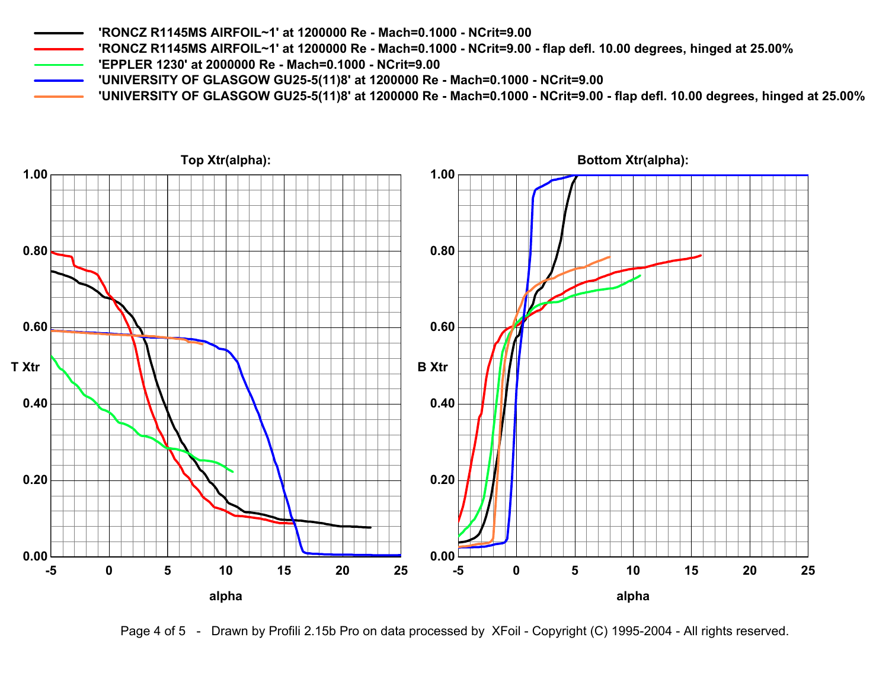'RONCZ R1145MS AIRFOIL~1' at 1200000 Re - Mach=0.1000 - NCrit=9.00

'RONCZ R1145MS AIRFOIL~1' at 1200000 Re - Mach=0.1000 - NCrit=9.00 - flap defl. 10.00 degrees, hinged at 25.00%

'EPPLER 1230' at 2000000 Re - Mach=0.1000 - NCrit=9.00

'UNIVERSITY OF GLASGOW GU25-5(11)8' at 1200000 Re - Mach=0.1000 - NCrit=9.00

'UNIVERSITY OF GLASGOW GU25-5(11)8' at 1200000 Re - Mach=0.1000 - NCrit=9.00 - flap defl. 10.00 degrees, hinged at 25.00%

**Top Xtr(alpha):**

**Bottom Xtr(alpha):**

Drawn by Profili 2.15b Pro on data processed by XFoil - Copyright (C) 1995-2004 - All rights reserved.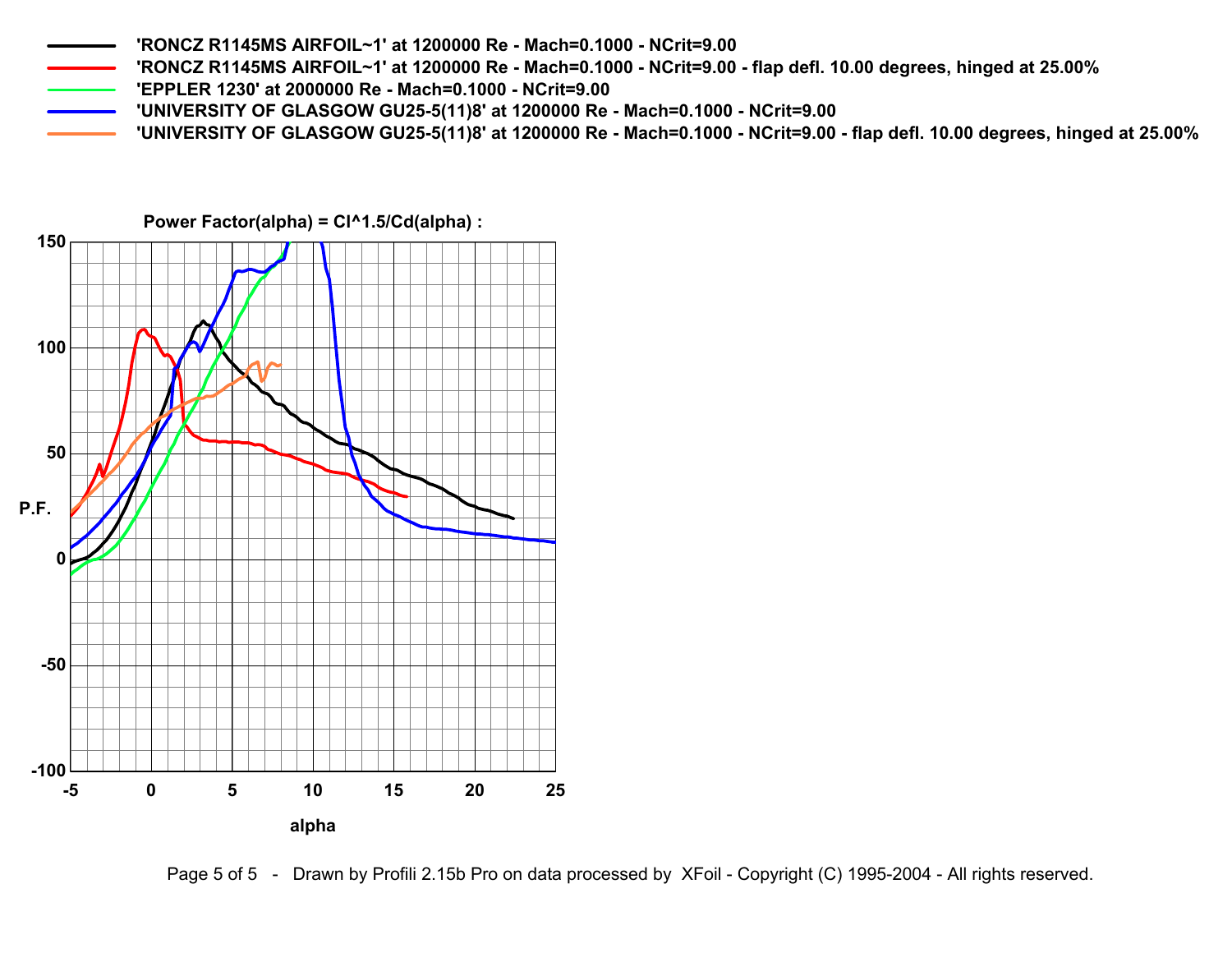'RONCZ R1145MS AIRFOIL~1' at 1200000 Re - Mach=0.1000 - NCrit=9.00

'RONCZ R1145MS AIRFOIL~1' at 1200000 Re - Mach=0.1000 - NCrit=9.00 - flap defl. 10.00 degrees, hinged at 25.00%

'EPPLER 1230' at 2000000 Re - Mach=0.1000 - NCrit=9.00

'UNIVERSITY OF GLASGOW GU25-5(11)8' at 1200000 Re - Mach=0.1000 - NCrit=9.00

'UNIVERSITY OF GLASGOW GU25-5(11)8' at 1200000 Re - Mach=0.1000 - NCrit=9.00 - flap defl. 10.00 degrees, hinged at 25.00%

Power Factor(alpha) = Cl^1.5/Cd(alpha) :

150

100

50

P.F.

0

-50

-100

-5

0

5

10

15

20

25

alpha

Drawn by Profili 2.15b Pro on data processed by XFoil - Copyright (C) 1995-2004 - All rights reserved.